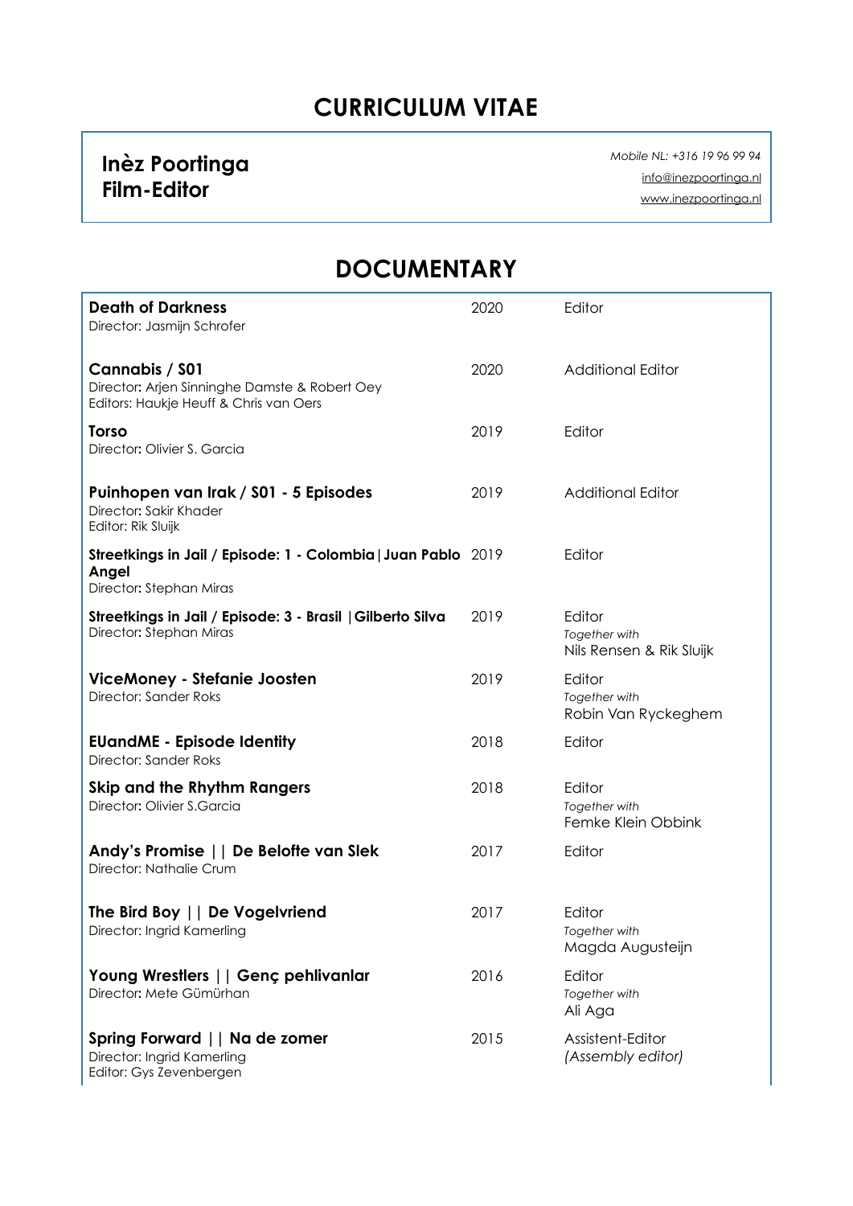# CURRICULUM VITAE

**Inèz Poortinga**
**Film-Editor**

*Mobile NL: +316 19 96 99 94*
info@inezpoortinga.nl
www.inezpoortinga.nl

## DOCUMENTARY

| Title | Year | Role |
|---|---|---|
| **Death of Darkness**<br>Director: Jasmijn Schrofer | 2020 | Editor |
| **Cannabis / S01**<br>Director: Arjen Sinninghe Damste & Robert Oey<br>Editors: Haukje Heuff & Chris van Oers | 2020 | Additional Editor |
| **Torso**<br>Director: Olivier S. Garcia | 2019 | Editor |
| **Puinhopen van Irak / S01 - 5 Episodes**<br>Director: Sakir Khader<br>Editor: Rik Sluijk | 2019 | Additional Editor |
| **Streetkings in Jail / Episode: 1 - Colombia \| Juan Pablo Angel**<br>Director: Stephan Miras | 2019 | Editor |
| **Streetkings in Jail / Episode: 3 - Brasil \| Gilberto Silva**<br>Director: Stephan Miras | 2019 | Editor<br>*Together with*<br>Nils Rensen & Rik Sluijk |
| **ViceMoney - Stefanie Joosten**<br>Director: Sander Roks | 2019 | Editor<br>*Together with*<br>Robin Van Ryckeghem |
| **EUandME - Episode Identity**<br>Director: Sander Roks | 2018 | Editor |
| **Skip and the Rhythm Rangers**<br>Director: Olivier S.Garcia | 2018 | Editor<br>*Together with*<br>Femke Klein Obbink |
| **Andy's Promise \|\| De Belofte van Slek**<br>Director: Nathalie Crum | 2017 | Editor |
| **The Bird Boy \|\| De Vogelvriend**<br>Director: Ingrid Kamerling | 2017 | Editor<br>*Together with*<br>Magda Augusteijn |
| **Young Wrestlers \|\| Genç pehlivanlar**<br>Director: Mete Gümürhan | 2016 | Editor<br>*Together with*<br>Ali Aga |
| **Spring Forward \|\| Na de zomer**<br>Director: Ingrid Kamerling<br>Editor: Gys Zevenbergen | 2015 | Assistent-Editor<br>*(Assembly editor)* |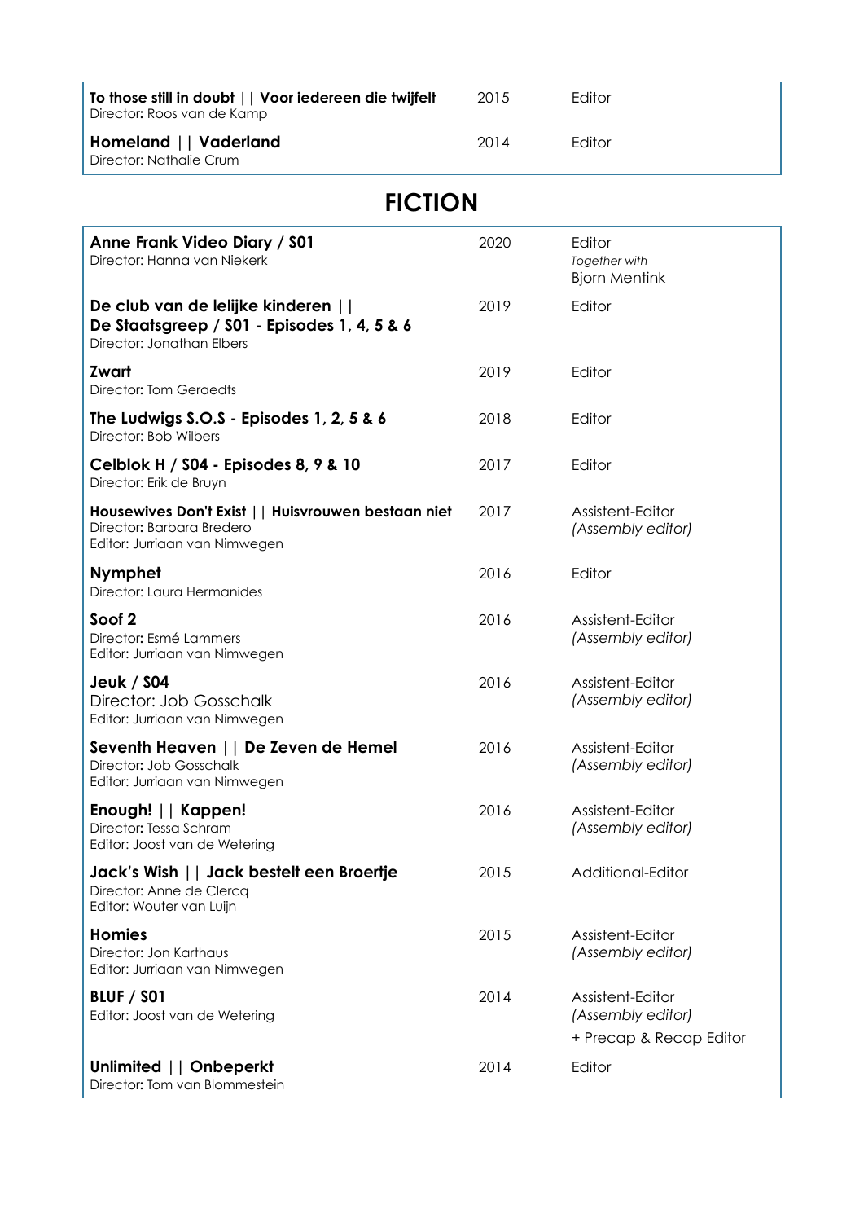| | | |
|---|---|---|
| **To those still in doubt \|\| Voor iedereen die twijfelt**<br>Director: Roos van de Kamp | 2015 | Editor |
| **Homeland \|\| Vaderland**<br>Director: Nathalie Crum | 2014 | Editor |

## FICTION

| | | |
|---|---|---|
| **Anne Frank Video Diary / S01**<br>Director: Hanna van Niekerk | 2020 | Editor<br>*Together with*<br>Bjorn Mentink |
| **De club van de lelijke kinderen \|\|**<br>**De Staatsgreep / S01 - Episodes 1, 4, 5 & 6**<br>Director: Jonathan Elbers | 2019 | Editor |
| **Zwart**<br>Director: Tom Geraedts | 2019 | Editor |
| **The Ludwigs S.O.S - Episodes 1, 2, 5 & 6**<br>Director: Bob Wilbers | 2018 | Editor |
| **Celblok H / S04 - Episodes 8, 9 & 10**<br>Director: Erik de Bruyn | 2017 | Editor |
| **Housewives Don't Exist \|\| Huisvrouwen bestaan niet**<br>Director: Barbara Bredero<br>Editor: Jurriaan van Nimwegen | 2017 | Assistent-Editor<br>*(Assembly editor)* |
| **Nymphet**<br>Director: Laura Hermanides | 2016 | Editor |
| **Soof 2**<br>Director: Esmé Lammers<br>Editor: Jurriaan van Nimwegen | 2016 | Assistent-Editor<br>*(Assembly editor)* |
| **Jeuk / S04**<br>Director: Job Gosschalk<br>Editor: Jurriaan van Nimwegen | 2016 | Assistent-Editor<br>*(Assembly editor)* |
| **Seventh Heaven \|\| De Zeven de Hemel**<br>Director: Job Gosschalk<br>Editor: Jurriaan van Nimwegen | 2016 | Assistent-Editor<br>*(Assembly editor)* |
| **Enough! \|\| Kappen!**<br>Director: Tessa Schram<br>Editor: Joost van de Wetering | 2016 | Assistent-Editor<br>*(Assembly editor)* |
| **Jack's Wish \|\| Jack bestelt een Broertje**<br>Director: Anne de Clercq<br>Editor: Wouter van Luijn | 2015 | Additional-Editor |
| **Homies**<br>Director: Jon Karthaus<br>Editor: Jurriaan van Nimwegen | 2015 | Assistent-Editor<br>*(Assembly editor)* |
| **BLUF / S01**<br>Editor: Joost van de Wetering | 2014 | Assistent-Editor<br>*(Assembly editor)*<br>+ Precap & Recap Editor |
| **Unlimited \|\| Onbeperkt**<br>Director: Tom van Blommestein | 2014 | Editor |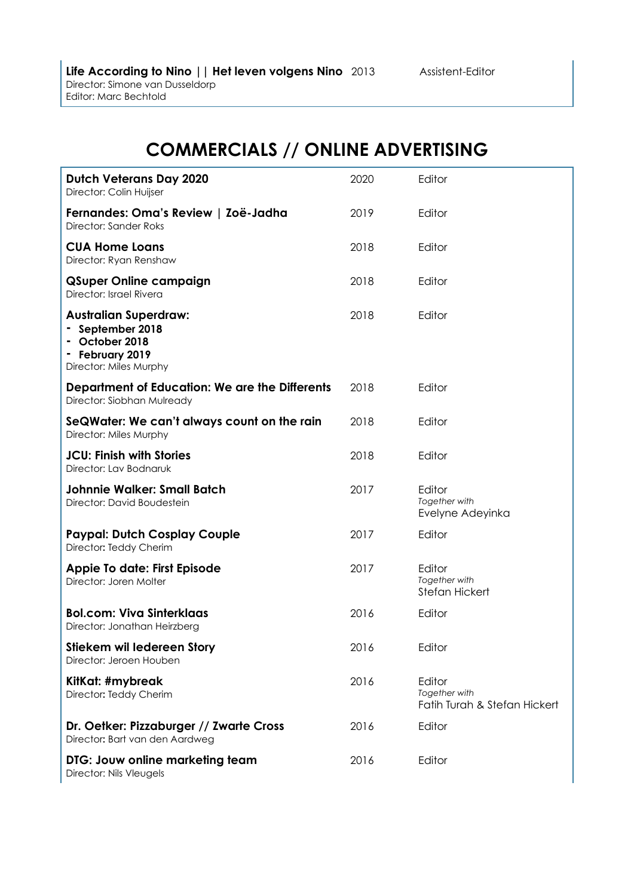| | | |
|---|---|---|
| **Life According to Nino \|\| Het leven volgens Nino**<br>Director: Simone van Dusseldorp<br>Editor: Marc Bechtold | 2013 | Assistent-Editor |

## COMMERCIALS // ONLINE ADVERTISING

| | | |
|---|---|---|
| **Dutch Veterans Day 2020**<br>Director: Colin Huijser | 2020 | Editor |
| **Fernandes: Oma's Review \| Zoë-Jadha**<br>Director: Sander Roks | 2019 | Editor |
| **CUA Home Loans**<br>Director: Ryan Renshaw | 2018 | Editor |
| **QSuper Online campaign**<br>Director: Israel Rivera | 2018 | Editor |
| **Australian Superdraw:**<br>**- September 2018**<br>**- October 2018**<br>**- February 2019**<br>Director: Miles Murphy | 2018 | Editor |
| **Department of Education: We are the Differents**<br>Director: Siobhan Mulready | 2018 | Editor |
| **SeQWater: We can't always count on the rain**<br>Director: Miles Murphy | 2018 | Editor |
| **JCU: Finish with Stories**<br>Director: Lav Bodnaruk | 2018 | Editor |
| **Johnnie Walker: Small Batch**<br>Director: David Boudestein | 2017 | Editor<br>*Together with*<br>Evelyne Adeyinka |
| **Paypal: Dutch Cosplay Couple**<br>Director: Teddy Cherim | 2017 | Editor |
| **Appie To date: First Episode**<br>Director: Joren Molter | 2017 | Editor<br>*Together with*<br>Stefan Hickert |
| **Bol.com: Viva Sinterklaas**<br>Director: Jonathan Heirzberg | 2016 | Editor |
| **Stiekem wil Iedereen Story**<br>Director: Jeroen Houben | 2016 | Editor |
| **KitKat: #mybreak**<br>Director: Teddy Cherim | 2016 | Editor<br>*Together with*<br>Fatih Turah & Stefan Hickert |
| **Dr. Oetker: Pizzaburger // Zwarte Cross**<br>Director: Bart van den Aardweg | 2016 | Editor |
| **DTG: Jouw online marketing team**<br>Director: Nils Vleugels | 2016 | Editor |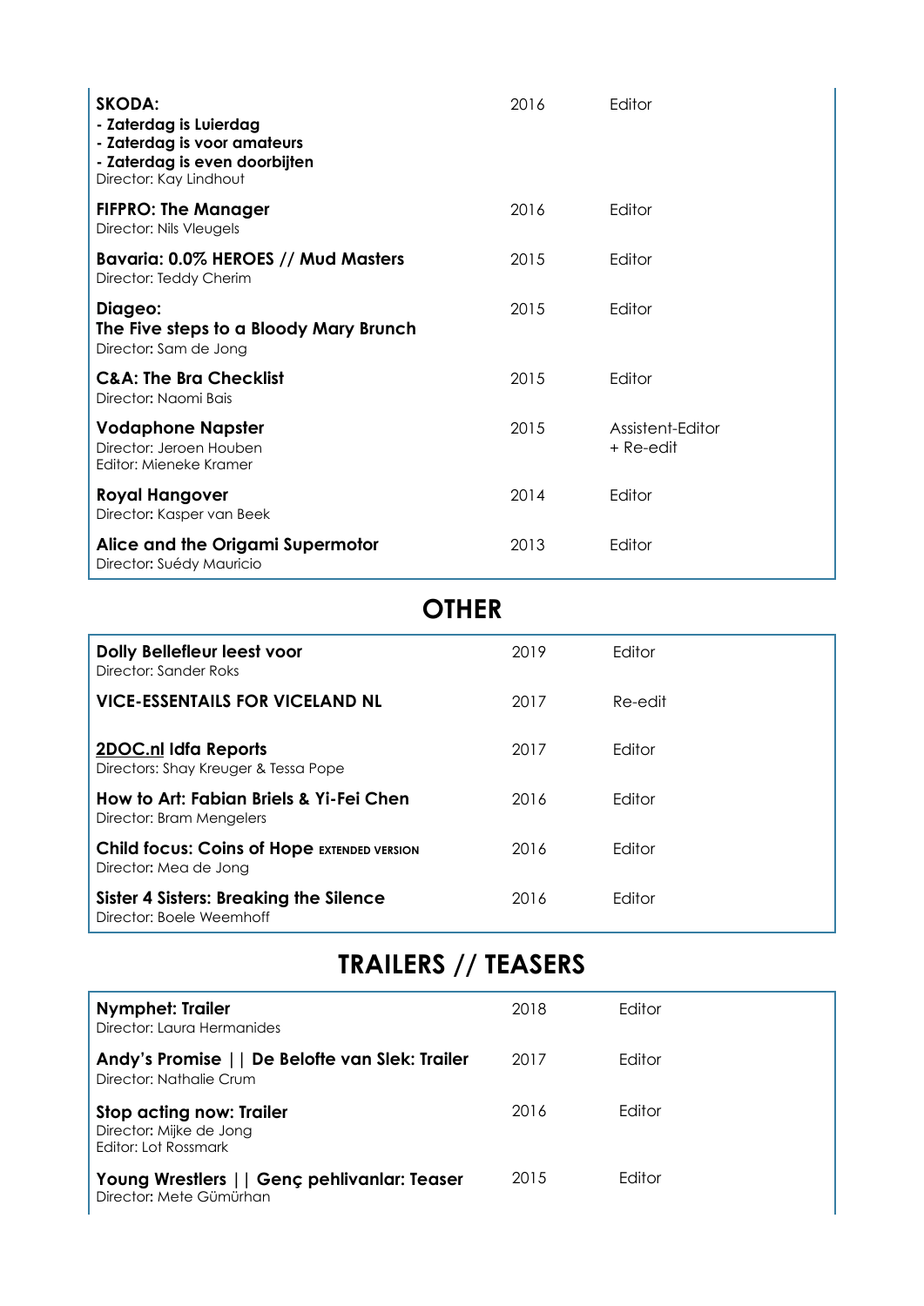| | | |
|---|---|---|
| **SKODA:**<br>**- Zaterdag is Luierdag**<br>**- Zaterdag is voor amateurs**<br>**- Zaterdag is even doorbijten**<br>Director: Kay Lindhout | 2016 | Editor |
| **FIFPRO: The Manager**<br>Director: Nils Vleugels | 2016 | Editor |
| **Bavaria: 0.0% HEROES // Mud Masters**<br>Director: Teddy Cherim | 2015 | Editor |
| **Diageo:**<br>**The Five steps to a Bloody Mary Brunch**<br>Director: Sam de Jong | 2015 | Editor |
| **C&A: The Bra Checklist**<br>Director: Naomi Bais | 2015 | Editor |
| **Vodaphone Napster**<br>Director: Jeroen Houben<br>Editor: Mieneke Kramer | 2015 | Assistent-Editor + Re-edit |
| **Royal Hangover**<br>Director: Kasper van Beek | 2014 | Editor |
| **Alice and the Origami Supermotor**<br>Director: Suédy Mauricio | 2013 | Editor |

## OTHER

| | | |
|---|---|---|
| **Dolly Bellefleur leest voor**<br>Director: Sander Roks | 2019 | Editor |
| **VICE-ESSENTAILS FOR VICELAND NL** | 2017 | Re-edit |
| **2DOC.nl Idfa Reports**<br>Directors: Shay Kreuger & Tessa Pope | 2017 | Editor |
| **How to Art: Fabian Briels & Yi-Fei Chen**<br>Director: Bram Mengelers | 2016 | Editor |
| **Child focus: Coins of Hope EXTENDED VERSION**<br>Director: Mea de Jong | 2016 | Editor |
| **Sister 4 Sisters: Breaking the Silence**<br>Director: Boele Weemhoff | 2016 | Editor |

## TRAILERS // TEASERS

| | | |
|---|---|---|
| **Nymphet: Trailer**<br>Director: Laura Hermanides | 2018 | Editor |
| **Andy's Promise \|\| De Belofte van Slek: Trailer**<br>Director: Nathalie Crum | 2017 | Editor |
| **Stop acting now: Trailer**<br>Director: Mijke de Jong<br>Editor: Lot Rossmark | 2016 | Editor |
| **Young Wrestlers \|\| Genç pehlivanlar: Teaser**<br>Director: Mete Gümürhan | 2015 | Editor |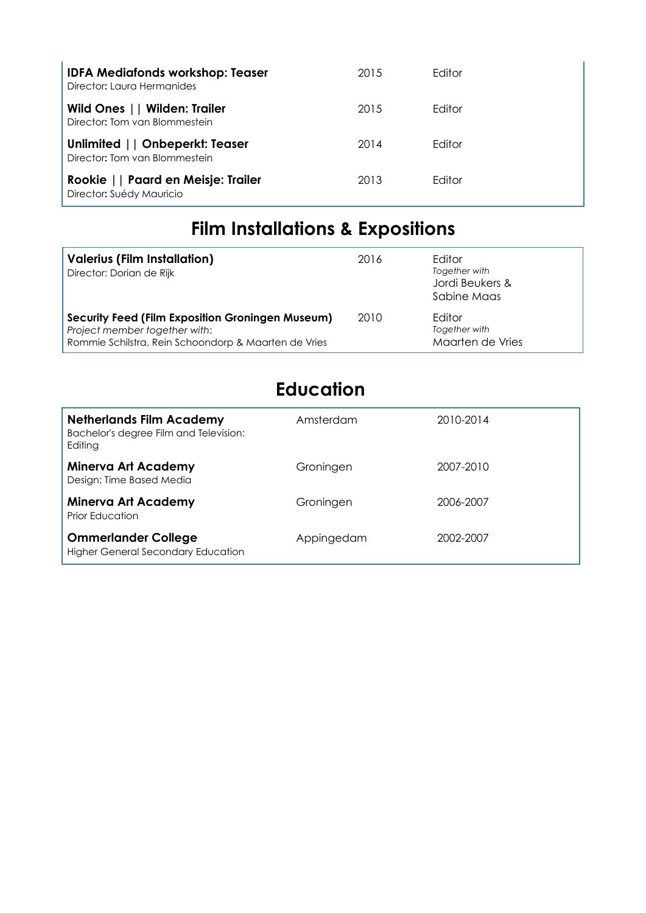| | | |
|---|---|---|
| **IDFA Mediafonds workshop: Teaser**<br>Director: Laura Hermanides | 2015 | Editor |
| **Wild Ones \|\| Wilden: Trailer**<br>Director: Tom van Blommestein | 2015 | Editor |
| **Unlimited \|\| Onbeperkt: Teaser**<br>Director: Tom van Blommestein | 2014 | Editor |
| **Rookie \|\| Paard en Meisje: Trailer**<br>Director: Suédy Mauricio | 2013 | Editor |

## Film Installations & Expositions

| | | |
|---|---|---|
| **Valerius (Film Installation)**<br>Director: Dorian de Rijk | 2016 | Editor<br>*Together with*<br>Jordi Beukers & Sabine Maas |
| **Security Feed (Film Exposition Groningen Museum)**<br>*Project member together with*:<br>Rommie Schilstra, Rein Schoondorp & Maarten de Vries | 2010 | Editor<br>*Together with*<br>Maarten de Vries |

## Education

| | | |
|---|---|---|
| **Netherlands Film Academy**<br>Bachelor's degree Film and Television: Editing | Amsterdam | 2010-2014 |
| **Minerva Art Academy**<br>Design: Time Based Media | Groningen | 2007-2010 |
| **Minerva Art Academy**<br>Prior Education | Groningen | 2006-2007 |
| **Ommerlander College**<br>Higher General Secondary Education | Appingedam | 2002-2007 |